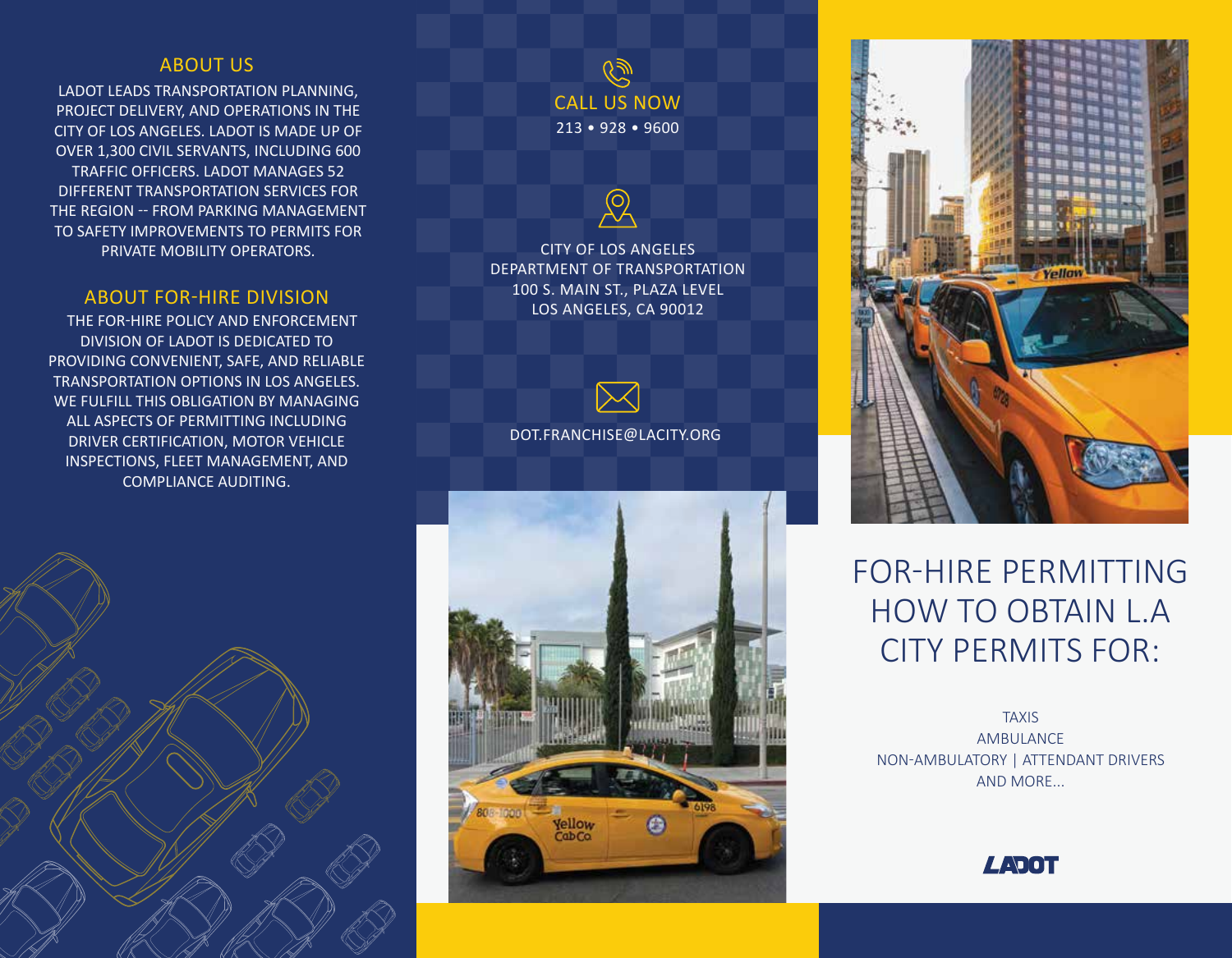## ABOUT US

LADOT LEADS TRANSPORTATION PLANNING, PROJECT DELIVERY, AND OPERATIONS IN THE CITY OF LOS ANGELES. LADOT IS MADE UP OF OVER 1,300 CIVIL SERVANTS, INCLUDING 600 TRAFFIC OFFICERS. LADOT MANAGES 52 DIFFERENT TRANSPORTATION SERVICES FOR THE REGION -- FROM PARKING MANAGEMENT TO SAFETY IMPROVEMENTS TO PERMITS FOR PRIVATE MOBILITY OPERATORS.

## ABOUT FOR-HIRE DIVISION

THE FOR-HIRE POLICY AND ENFORCEMENT DIVISION OF LADOT IS DEDICATED TO PROVIDING CONVENIENT, SAFE, AND RELIABLE TRANSPORTATION OPTIONS IN LOS ANGELES. WE FULFILL THIS OBLIGATION BY MANAGING ALL ASPECTS OF PERMITTING INCLUDING DRIVER CERTIFICATION, MOTOR VEHICLE INSPECTIONS, FLEET MANAGEMENT, AND COMPLIANCE AUDITING.

## CALL US NOW

213 • 928 • 9600

CITY OF LOS ANGELES
DEPARTMENT OF TRANSPORTATION
100 S. MAIN ST., PLAZA LEVEL
LOS ANGELES, CA 90012

DOT.FRANCHISE@LACITY.ORG

# FOR-HIRE PERMITTING HOW TO OBTAIN L.A CITY PERMITS FOR:

TAXIS
AMBULANCE
NON-AMBULATORY | ATTENDANT DRIVERS
AND MORE...

LADOT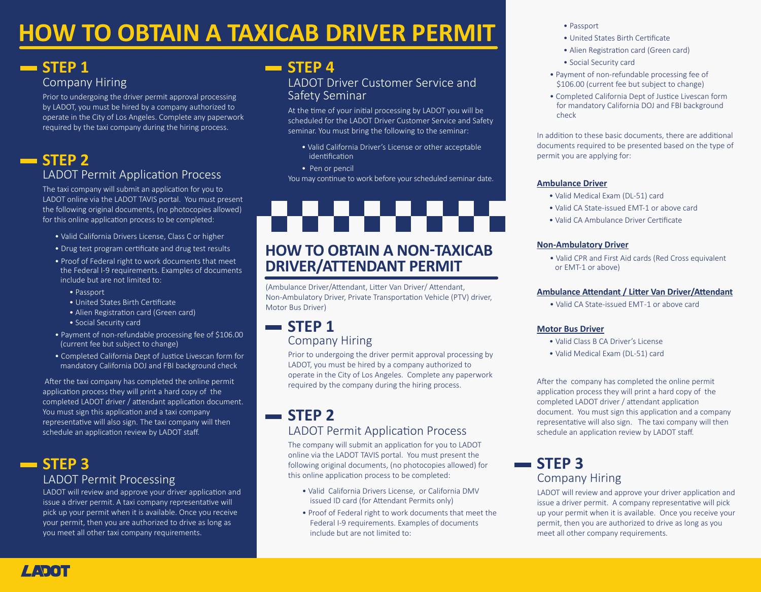# HOW TO OBTAIN A TAXICAB DRIVER PERMIT

## STEP 1
### Company Hiring

Prior to undergoing the driver permit approval processing by LADOT, you must be hired by a company authorized to operate in the City of Los Angeles. Complete any paperwork required by the taxi company during the hiring process.

## STEP 2
### LADOT Permit Application Process

The taxi company will submit an application for you to LADOT online via the LADOT TAVIS portal. You must present the following original documents, (no photocopies allowed) for this online application process to be completed:

- Valid California Drivers License, Class C or higher
- Drug test program certificate and drug test results
- Proof of Federal right to work documents that meet the Federal I-9 requirements. Examples of documents include but are not limited to:
  - Passport
  - United States Birth Certificate
  - Alien Registration card (Green card)
  - Social Security card
- Payment of non-refundable processing fee of $106.00 (current fee but subject to change)
- Completed California Dept of Justice Livescan form for mandatory California DOJ and FBI background check

After the taxi company has completed the online permit application process they will print a hard copy of the completed LADOT driver / attendant application document. You must sign this application and a taxi company representative will also sign. The taxi company will then schedule an application review by LADOT staff.

## STEP 3
### LADOT Permit Processing

LADOT will review and approve your driver application and issue a driver permit. A taxi company representative will pick up your permit when it is available. Once you receive your permit, then you are authorized to drive as long as you meet all other taxi company requirements.

## STEP 4
### LADOT Driver Customer Service and Safety Seminar

At the time of your initial processing by LADOT you will be scheduled for the LADOT Driver Customer Service and Safety seminar. You must bring the following to the seminar:

- Valid California Driver's License or other acceptable identification
- Pen or pencil

You may continue to work before your scheduled seminar date.

# HOW TO OBTAIN A NON-TAXICAB DRIVER/ATTENDANT PERMIT

(Ambulance Driver/Attendant, Litter Van Driver/ Attendant, Non-Ambulatory Driver, Private Transportation Vehicle (PTV) driver, Motor Bus Driver)

## STEP 1
### Company Hiring

Prior to undergoing the driver permit approval processing by LADOT, you must be hired by a company authorized to operate in the City of Los Angeles. Complete any paperwork required by the company during the hiring process.

## STEP 2
### LADOT Permit Application Process

The company will submit an application for you to LADOT online via the LADOT TAVIS portal. You must present the following original documents, (no photocopies allowed) for this online application process to be completed:

- Valid California Drivers License, or California DMV issued ID card (for Attendant Permits only)
- Proof of Federal right to work documents that meet the Federal I-9 requirements. Examples of documents include but are not limited to:
  - Passport
  - United States Birth Certificate
  - Alien Registration card (Green card)
  - Social Security card
- Payment of non-refundable processing fee of $106.00 (current fee but subject to change)
- Completed California Dept of Justice Livescan form for mandatory California DOJ and FBI background check

In addition to these basic documents, there are additional documents required to be presented based on the type of permit you are applying for:

**Ambulance Driver**

- Valid Medical Exam (DL-51) card
- Valid CA State-issued EMT-1 or above card
- Valid CA Ambulance Driver Certificate

**Non-Ambulatory Driver**

- Valid CPR and First Aid cards (Red Cross equivalent or EMT-1 or above)

**Ambulance Attendant / Litter Van Driver/Attendant**

- Valid CA State-issued EMT-1 or above card

**Motor Bus Driver**

- Valid Class B CA Driver's License
- Valid Medical Exam (DL-51) card

After the company has completed the online permit application process they will print a hard copy of the completed LADOT driver / attendant application document. You must sign this application and a company representative will also sign. The taxi company will then schedule an application review by LADOT staff.

## STEP 3
### Company Hiring

LADOT will review and approve your driver application and issue a driver permit. A company representative will pick up your permit when it is available. Once you receive your permit, then you are authorized to drive as long as you meet all other company requirements.

LADOT